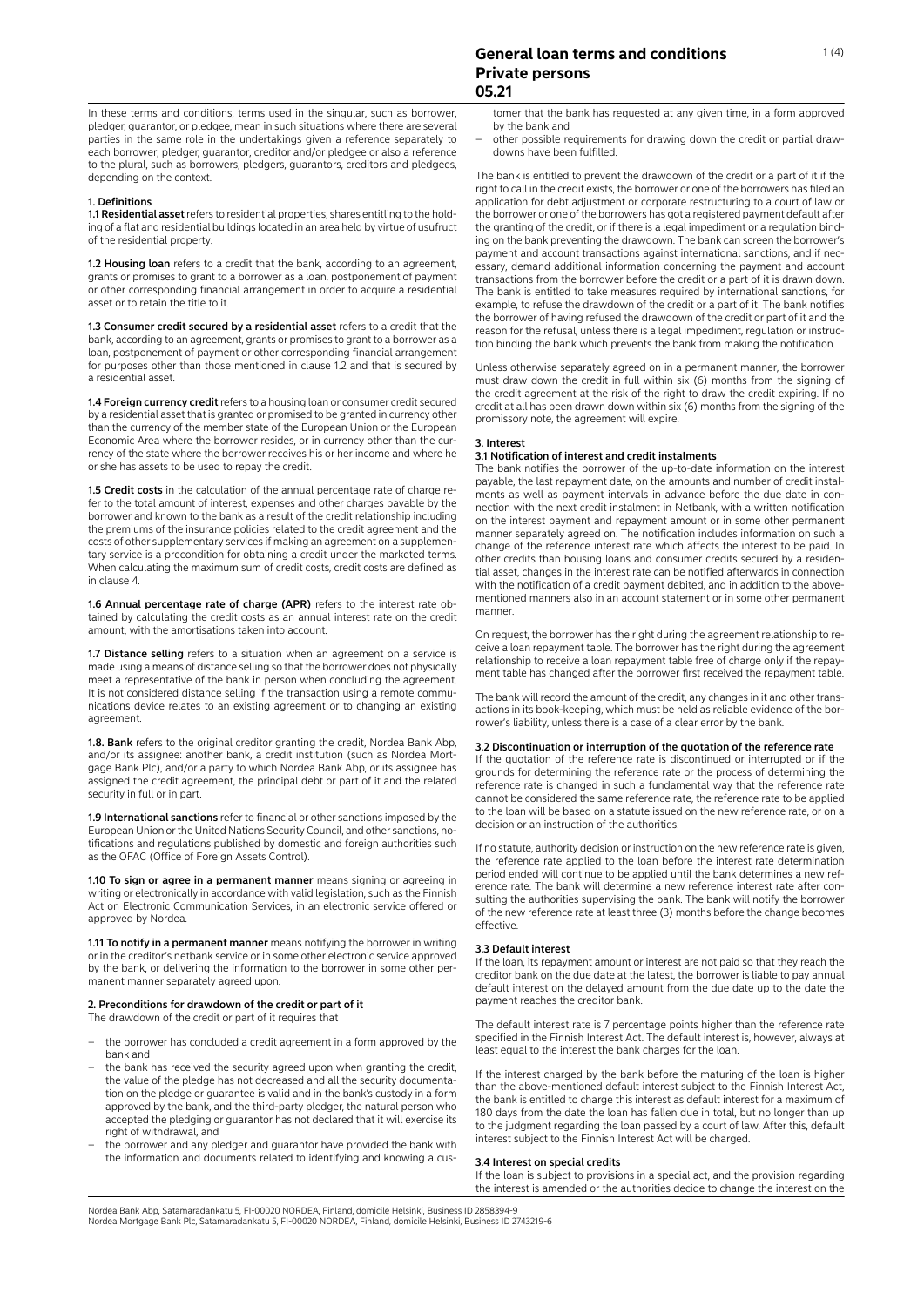# General loan terms and conditions
# Private persons
# 05.21

In these terms and conditions, terms used in the singular, such as borrower, pledger, guarantor, or pledgee, mean in such situations where there are several parties in the same role in the undertakings given a reference separately to each borrower, pledger, guarantor, creditor and/or pledgee or also a reference to the plural, such as borrowers, pledgers, guarantors, creditors and pledgees, depending on the context.

## 1. Definitions

**1.1 Residential asset** refers to residential properties, shares entitling to the holding of a flat and residential buildings located in an area held by virtue of usufruct of the residential property.

**1.2 Housing loan** refers to a credit that the bank, according to an agreement, grants or promises to grant to a borrower as a loan, postponement of payment or other corresponding financial arrangement in order to acquire a residential asset or to retain the title to it.

**1.3 Consumer credit secured by a residential asset** refers to a credit that the bank, according to an agreement, grants or promises to grant to a borrower as a loan, postponement of payment or other corresponding financial arrangement for purposes other than those mentioned in clause 1.2 and that is secured by a residential asset.

**1.4 Foreign currency credit** refers to a housing loan or consumer credit secured by a residential asset that is granted or promised to be granted in currency other than the currency of the member state of the European Union or the European Economic Area where the borrower resides, or in currency other than the currency of the state where the borrower receives his or her income and where he or she has assets to be used to repay the credit.

**1.5 Credit costs** in the calculation of the annual percentage rate of charge refer to the total amount of interest, expenses and other charges payable by the borrower and known to the bank as a result of the credit relationship including the premiums of the insurance policies related to the credit agreement and the costs of other supplementary services if making an agreement on a supplementary service is a precondition for obtaining a credit under the marketed terms. When calculating the maximum sum of credit costs, credit costs are defined as in clause 4.

**1.6 Annual percentage rate of charge (APR)** refers to the interest rate obtained by calculating the credit costs as an annual interest rate on the credit amount, with the amortisations taken into account.

**1.7 Distance selling** refers to a situation when an agreement on a service is made using a means of distance selling so that the borrower does not physically meet a representative of the bank in person when concluding the agreement. It is not considered distance selling if the transaction using a remote communications device relates to an existing agreement or to changing an existing agreement.

**1.8. Bank** refers to the original creditor granting the credit, Nordea Bank Abp, and/or its assignee: another bank, a credit institution (such as Nordea Mortgage Bank Plc), and/or a party to which Nordea Bank Abp, or its assignee has assigned the credit agreement, the principal debt or part of it and the related security in full or in part.

**1.9 International sanctions** refer to financial or other sanctions imposed by the European Union or the United Nations Security Council, and other sanctions, notifications and regulations published by domestic and foreign authorities such as the OFAC (Office of Foreign Assets Control).

**1.10 To sign or agree in a permanent manner** means signing or agreeing in writing or electronically in accordance with valid legislation, such as the Finnish Act on Electronic Communication Services, in an electronic service offered or approved by Nordea.

**1.11 To notify in a permanent manner** means notifying the borrower in writing or in the creditor's netbank service or in some other electronic service approved by the bank, or delivering the information to the borrower in some other permanent manner separately agreed upon.

## 2. Preconditions for drawdown of the credit or part of it

The drawdown of the credit or part of it requires that

- the borrower has concluded a credit agreement in a form approved by the bank and
- the bank has received the security agreed upon when granting the credit, the value of the pledge has not decreased and all the security documentation on the pledge or guarantee is valid and in the bank's custody in a form approved by the bank, and the third-party pledger, the natural person who accepted the pledging or guarantor has not declared that it will exercise its right of withdrawal, and
- the borrower and any pledger and guarantor have provided the bank with the information and documents related to identifying and knowing a customer that the bank has requested at any given time, in a form approved by the bank and
- other possible requirements for drawing down the credit or partial drawdowns have been fulfilled.

The bank is entitled to prevent the drawdown of the credit or a part of it if the right to call in the credit exists, the borrower or one of the borrowers has filed an application for debt adjustment or corporate restructuring to a court of law or the borrower or one of the borrowers has got a registered payment default after the granting of the credit, or if there is a legal impediment or a regulation binding on the bank preventing the drawdown. The bank can screen the borrower's payment and account transactions against international sanctions, and if necessary, demand additional information concerning the payment and account transactions from the borrower before the credit or a part of it is drawn down. The bank is entitled to take measures required by international sanctions, for example, to refuse the drawdown of the credit or a part of it. The bank notifies the borrower of having refused the drawdown of the credit or part of it and the reason for the refusal, unless there is a legal impediment, regulation or instruction binding the bank which prevents the bank from making the notification.

Unless otherwise separately agreed on in a permanent manner, the borrower must draw down the credit in full within six (6) months from the signing of the credit agreement at the risk of the right to draw the credit expiring. If no credit at all has been drawn down within six (6) months from the signing of the promissory note, the agreement will expire.

## 3. Interest

### 3.1 Notification of interest and credit instalments

The bank notifies the borrower of the up-to-date information on the interest payable, the last repayment date, on the amounts and number of credit instalments as well as payment intervals in advance before the due date in connection with the next credit instalment in Netbank, with a written notification on the interest payment and repayment amount or in some other permanent manner separately agreed on. The notification includes information on such a change of the reference interest rate which affects the interest to be paid. In other credits than housing loans and consumer credits secured by a residential asset, changes in the interest rate can be notified afterwards in connection with the notification of a credit payment debited, and in addition to the abovementioned manners also in an account statement or in some other permanent manner.

On request, the borrower has the right during the agreement relationship to receive a loan repayment table. The borrower has the right during the agreement relationship to receive a loan repayment table free of charge only if the repayment table has changed after the borrower first received the repayment table.

The bank will record the amount of the credit, any changes in it and other transactions in its book-keeping, which must be held as reliable evidence of the borrower's liability, unless there is a case of a clear error by the bank.

### 3.2 Discontinuation or interruption of the quotation of the reference rate

If the quotation of the reference rate is discontinued or interrupted or if the grounds for determining the reference rate or the process of determining the reference rate is changed in such a fundamental way that the reference rate cannot be considered the same reference rate, the reference rate to be applied to the loan will be based on a statute issued on the new reference rate, or on a decision or an instruction of the authorities.

If no statute, authority decision or instruction on the new reference rate is given, the reference rate applied to the loan before the interest rate determination period ended will continue to be applied until the bank determines a new reference rate. The bank will determine a new reference interest rate after consulting the authorities supervising the bank. The bank will notify the borrower of the new reference rate at least three (3) months before the change becomes effective.

### 3.3 Default interest

If the loan, its repayment amount or interest are not paid so that they reach the creditor bank on the due date at the latest, the borrower is liable to pay annual default interest on the delayed amount from the due date up to the date the payment reaches the creditor bank.

The default interest rate is 7 percentage points higher than the reference rate specified in the Finnish Interest Act. The default interest is, however, always at least equal to the interest the bank charges for the loan.

If the interest charged by the bank before the maturing of the loan is higher than the above-mentioned default interest subject to the Finnish Interest Act, the bank is entitled to charge this interest as default interest for a maximum of 180 days from the date the loan has fallen due in total, but no longer than up to the judgment regarding the loan passed by a court of law. After this, default interest subject to the Finnish Interest Act will be charged.

### 3.4 Interest on special credits

If the loan is subject to provisions in a special act, and the provision regarding the interest is amended or the authorities decide to change the interest on the

Nordea Bank Abp, Satamaradankatu 5, FI-00020 NORDEA, Finland, domicile Helsinki, Business ID 2858394-9
Nordea Mortgage Bank Plc, Satamaradankatu 5, FI-00020 NORDEA, Finland, domicile Helsinki, Business ID 2743219-6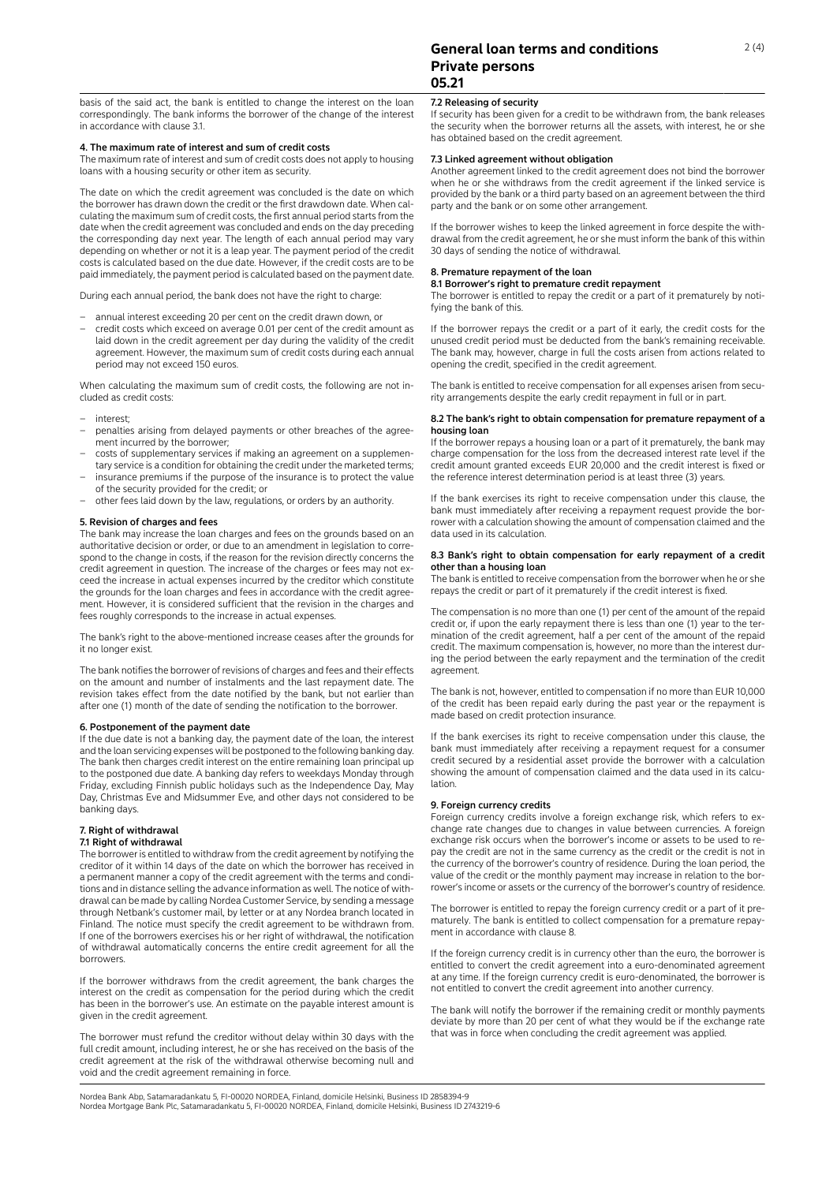basis of the said act, the bank is entitled to change the interest on the loan correspondingly. The bank informs the borrower of the change of the interest in accordance with clause 3.1.

### 4. The maximum rate of interest and sum of credit costs

The maximum rate of interest and sum of credit costs does not apply to housing loans with a housing security or other item as security.

The date on which the credit agreement was concluded is the date on which the borrower has drawn down the credit or the first drawdown date. When calculating the maximum sum of credit costs, the first annual period starts from the date when the credit agreement was concluded and ends on the day preceding the corresponding day next year. The length of each annual period may vary depending on whether or not it is a leap year. The payment period of the credit costs is calculated based on the due date. However, if the credit costs are to be paid immediately, the payment period is calculated based on the payment date.

During each annual period, the bank does not have the right to charge:

- annual interest exceeding 20 per cent on the credit drawn down, or
- credit costs which exceed on average 0.01 per cent of the credit amount as laid down in the credit agreement per day during the validity of the credit agreement. However, the maximum sum of credit costs during each annual period may not exceed 150 euros.

When calculating the maximum sum of credit costs, the following are not included as credit costs:

- interest;
- penalties arising from delayed payments or other breaches of the agreement incurred by the borrower;
- costs of supplementary services if making an agreement on a supplementary service is a condition for obtaining the credit under the marketed terms;
- insurance premiums if the purpose of the insurance is to protect the value of the security provided for the credit; or
- other fees laid down by the law, regulations, or orders by an authority.

### 5. Revision of charges and fees

The bank may increase the loan charges and fees on the grounds based on an authoritative decision or order, or due to an amendment in legislation to correspond to the change in costs, if the reason for the revision directly concerns the credit agreement in question. The increase of the charges or fees may not exceed the increase in actual expenses incurred by the creditor which constitute the grounds for the loan charges and fees in accordance with the credit agreement. However, it is considered sufficient that the revision in the charges and fees roughly corresponds to the increase in actual expenses.

The bank's right to the above-mentioned increase ceases after the grounds for it no longer exist.

The bank notifies the borrower of revisions of charges and fees and their effects on the amount and number of instalments and the last repayment date. The revision takes effect from the date notified by the bank, but not earlier than after one (1) month of the date of sending the notification to the borrower.

### 6. Postponement of the payment date

If the due date is not a banking day, the payment date of the loan, the interest and the loan servicing expenses will be postponed to the following banking day. The bank then charges credit interest on the entire remaining loan principal up to the postponed due date. A banking day refers to weekdays Monday through Friday, excluding Finnish public holidays such as the Independence Day, May Day, Christmas Eve and Midsummer Eve, and other days not considered to be banking days.

### 7. Right of withdrawal

#### 7.1 Right of withdrawal

The borrower is entitled to withdraw from the credit agreement by notifying the creditor of it within 14 days of the date on which the borrower has received in a permanent manner a copy of the credit agreement with the terms and conditions and in distance selling the advance information as well. The notice of withdrawal can be made by calling Nordea Customer Service, by sending a message through Netbank's customer mail, by letter or at any Nordea branch located in Finland. The notice must specify the credit agreement to be withdrawn from. If one of the borrowers exercises his or her right of withdrawal, the notification of withdrawal automatically concerns the entire credit agreement for all the borrowers.

If the borrower withdraws from the credit agreement, the bank charges the interest on the credit as compensation for the period during which the credit has been in the borrower's use. An estimate on the payable interest amount is given in the credit agreement.

The borrower must refund the creditor without delay within 30 days with the full credit amount, including interest, he or she has received on the basis of the credit agreement at the risk of the withdrawal otherwise becoming null and void and the credit agreement remaining in force.

#### 7.2 Releasing of security

If security has been given for a credit to be withdrawn from, the bank releases the security when the borrower returns all the assets, with interest, he or she has obtained based on the credit agreement.

#### 7.3 Linked agreement without obligation

Another agreement linked to the credit agreement does not bind the borrower when he or she withdraws from the credit agreement if the linked service is provided by the bank or a third party based on an agreement between the third party and the bank or on some other arrangement.

If the borrower wishes to keep the linked agreement in force despite the withdrawal from the credit agreement, he or she must inform the bank of this within 30 days of sending the notice of withdrawal.

### 8. Premature repayment of the loan

#### 8.1 Borrower's right to premature credit repayment

The borrower is entitled to repay the credit or a part of it prematurely by notifying the bank of this.

If the borrower repays the credit or a part of it early, the credit costs for the unused credit period must be deducted from the bank's remaining receivable. The bank may, however, charge in full the costs arisen from actions related to opening the credit, specified in the credit agreement.

The bank is entitled to receive compensation for all expenses arisen from security arrangements despite the early credit repayment in full or in part.

#### 8.2 The bank's right to obtain compensation for premature repayment of a housing loan

If the borrower repays a housing loan or a part of it prematurely, the bank may charge compensation for the loss from the decreased interest rate level if the credit amount granted exceeds EUR 20,000 and the credit interest is fixed or the reference interest determination period is at least three (3) years.

If the bank exercises its right to receive compensation under this clause, the bank must immediately after receiving a repayment request provide the borrower with a calculation showing the amount of compensation claimed and the data used in its calculation.

#### 8.3 Bank's right to obtain compensation for early repayment of a credit other than a housing loan

The bank is entitled to receive compensation from the borrower when he or she repays the credit or part of it prematurely if the credit interest is fixed.

The compensation is no more than one (1) per cent of the amount of the repaid credit or, if upon the early repayment there is less than one (1) year to the termination of the credit agreement, half a per cent of the amount of the repaid credit. The maximum compensation is, however, no more than the interest during the period between the early repayment and the termination of the credit agreement.

The bank is not, however, entitled to compensation if no more than EUR 10,000 of the credit has been repaid early during the past year or the repayment is made based on credit protection insurance.

If the bank exercises its right to receive compensation under this clause, the bank must immediately after receiving a repayment request for a consumer credit secured by a residential asset provide the borrower with a calculation showing the amount of compensation claimed and the data used in its calculation.

### 9. Foreign currency credits

Foreign currency credits involve a foreign exchange risk, which refers to exchange rate changes due to changes in value between currencies. A foreign exchange risk occurs when the borrower's income or assets to be used to repay the credit are not in the same currency as the credit or the credit is not in the currency of the borrower's country of residence. During the loan period, the value of the credit or the monthly payment may increase in relation to the borrower's income or assets or the currency of the borrower's country of residence.

The borrower is entitled to repay the foreign currency credit or a part of it prematurely. The bank is entitled to collect compensation for a premature repayment in accordance with clause 8.

If the foreign currency credit is in currency other than the euro, the borrower is entitled to convert the credit agreement into a euro-denominated agreement at any time. If the foreign currency credit is euro-denominated, the borrower is not entitled to convert the credit agreement into another currency.

The bank will notify the borrower if the remaining credit or monthly payments deviate by more than 20 per cent of what they would be if the exchange rate that was in force when concluding the credit agreement was applied.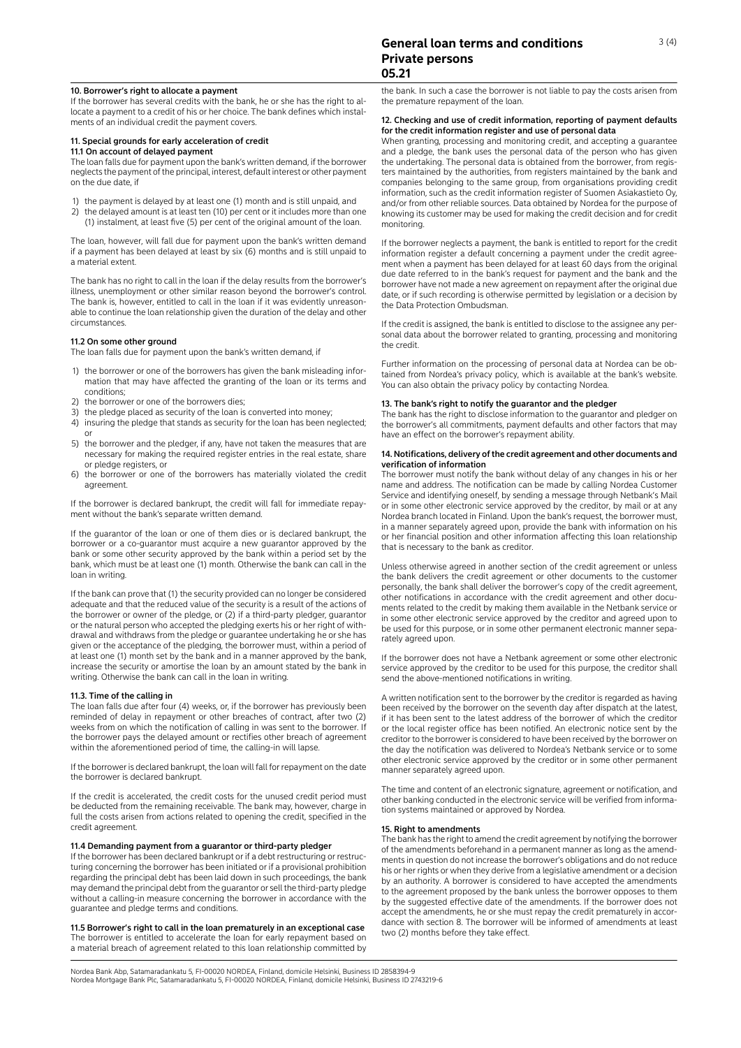## 10. Borrower's right to allocate a payment

If the borrower has several credits with the bank, he or she has the right to allocate a payment to a credit of his or her choice. The bank defines which instalments of an individual credit the payment covers.

## 11. Special grounds for early acceleration of credit

### 11.1 On account of delayed payment

The loan falls due for payment upon the bank's written demand, if the borrower neglects the payment of the principal, interest, default interest or other payment on the due date, if

1) the payment is delayed by at least one (1) month and is still unpaid, and
2) the delayed amount is at least ten (10) per cent or it includes more than one (1) instalment, at least five (5) per cent of the original amount of the loan.

The loan, however, will fall due for payment upon the bank's written demand if a payment has been delayed at least by six (6) months and is still unpaid to a material extent.

The bank has no right to call in the loan if the delay results from the borrower's illness, unemployment or other similar reason beyond the borrower's control. The bank is, however, entitled to call in the loan if it was evidently unreasonable to continue the loan relationship given the duration of the delay and other circumstances.

### 11.2 On some other ground

The loan falls due for payment upon the bank's written demand, if

1) the borrower or one of the borrowers has given the bank misleading information that may have affected the granting of the loan or its terms and conditions;
2) the borrower or one of the borrowers dies;
3) the pledge placed as security of the loan is converted into money;
4) insuring the pledge that stands as security for the loan has been neglected; or
5) the borrower and the pledger, if any, have not taken the measures that are necessary for making the required register entries in the real estate, share or pledge registers, or
6) the borrower or one of the borrowers has materially violated the credit agreement.

If the borrower is declared bankrupt, the credit will fall for immediate repayment without the bank's separate written demand.

If the guarantor of the loan or one of them dies or is declared bankrupt, the borrower or a co-guarantor must acquire a new guarantor approved by the bank or some other security approved by the bank within a period set by the bank, which must be at least one (1) month. Otherwise the bank can call in the loan in writing.

If the bank can prove that (1) the security provided can no longer be considered adequate and that the reduced value of the security is a result of the actions of the borrower or owner of the pledge, or (2) if a third-party pledger, guarantor or the natural person who accepted the pledging exerts his or her right of withdrawal and withdraws from the pledge or guarantee undertaking he or she has given or the acceptance of the pledging, the borrower must, within a period of at least one (1) month set by the bank and in a manner approved by the bank, increase the security or amortise the loan by an amount stated by the bank in writing. Otherwise the bank can call in the loan in writing.

### 11.3. Time of the calling in

The loan falls due after four (4) weeks, or, if the borrower has previously been reminded of delay in repayment or other breaches of contract, after two (2) weeks from on which the notification of calling in was sent to the borrower. If the borrower pays the delayed amount or rectifies other breach of agreement within the aforementioned period of time, the calling-in will lapse.

If the borrower is declared bankrupt, the loan will fall for repayment on the date the borrower is declared bankrupt.

If the credit is accelerated, the credit costs for the unused credit period must be deducted from the remaining receivable. The bank may, however, charge in full the costs arisen from actions related to opening the credit, specified in the credit agreement.

### 11.4 Demanding payment from a guarantor or third-party pledger

If the borrower has been declared bankrupt or if a debt restructuring or restructuring concerning the borrower has been initiated or if a provisional prohibition regarding the principal debt has been laid down in such proceedings, the bank may demand the principal debt from the guarantor or sell the third-party pledge without a calling-in measure concerning the borrower in accordance with the guarantee and pledge terms and conditions.

### 11.5 Borrower's right to call in the loan prematurely in an exceptional case

The borrower is entitled to accelerate the loan for early repayment based on a material breach of agreement related to this loan relationship committed by the bank. In such a case the borrower is not liable to pay the costs arisen from the premature repayment of the loan.

## 12. Checking and use of credit information, reporting of payment defaults for the credit information register and use of personal data

When granting, processing and monitoring credit, and accepting a guarantee and a pledge, the bank uses the personal data of the person who has given the undertaking. The personal data is obtained from the borrower, from registers maintained by the authorities, from registers maintained by the bank and companies belonging to the same group, from organisations providing credit information, such as the credit information register of Suomen Asiakastieto Oy, and/or from other reliable sources. Data obtained by Nordea for the purpose of knowing its customer may be used for making the credit decision and for credit monitoring.

If the borrower neglects a payment, the bank is entitled to report for the credit information register a default concerning a payment under the credit agreement when a payment has been delayed for at least 60 days from the original due date referred to in the bank's request for payment and the bank and the borrower have not made a new agreement on repayment after the original due date, or if such recording is otherwise permitted by legislation or a decision by the Data Protection Ombudsman.

If the credit is assigned, the bank is entitled to disclose to the assignee any personal data about the borrower related to granting, processing and monitoring the credit.

Further information on the processing of personal data at Nordea can be obtained from Nordea's privacy policy, which is available at the bank's website. You can also obtain the privacy policy by contacting Nordea.

## 13. The bank's right to notify the guarantor and the pledger

The bank has the right to disclose information to the guarantor and pledger on the borrower's all commitments, payment defaults and other factors that may have an effect on the borrower's repayment ability.

## 14. Notifications, delivery of the credit agreement and other documents and verification of information

The borrower must notify the bank without delay of any changes in his or her name and address. The notification can be made by calling Nordea Customer Service and identifying oneself, by sending a message through Netbank's Mail or in some other electronic service approved by the creditor, by mail or at any Nordea branch located in Finland. Upon the bank's request, the borrower must, in a manner separately agreed upon, provide the bank with information on his or her financial position and other information affecting this loan relationship that is necessary to the bank as creditor.

Unless otherwise agreed in another section of the credit agreement or unless the bank delivers the credit agreement or other documents to the customer personally, the bank shall deliver the borrower's copy of the credit agreement, other notifications in accordance with the credit agreement and other documents related to the credit by making them available in the Netbank service or in some other electronic service approved by the creditor and agreed upon to be used for this purpose, or in some other permanent electronic manner separately agreed upon.

If the borrower does not have a Netbank agreement or some other electronic service approved by the creditor to be used for this purpose, the creditor shall send the above-mentioned notifications in writing.

A written notification sent to the borrower by the creditor is regarded as having been received by the borrower on the seventh day after dispatch at the latest, if it has been sent to the latest address of the borrower of which the creditor or the local register office has been notified. An electronic notice sent by the creditor to the borrower is considered to have been received by the borrower on the day the notification was delivered to Nordea's Netbank service or to some other electronic service approved by the creditor or in some other permanent manner separately agreed upon.

The time and content of an electronic signature, agreement or notification, and other banking conducted in the electronic service will be verified from information systems maintained or approved by Nordea.

## 15. Right to amendments

The bank has the right to amend the credit agreement by notifying the borrower of the amendments beforehand in a permanent manner as long as the amendments in question do not increase the borrower's obligations and do not reduce his or her rights or when they derive from a legislative amendment or a decision by an authority. A borrower is considered to have accepted the amendments to the agreement proposed by the bank unless the borrower opposes to them by the suggested effective date of the amendments. If the borrower does not accept the amendments, he or she must repay the credit prematurely in accordance with section 8. The borrower will be informed of amendments at least two (2) months before they take effect.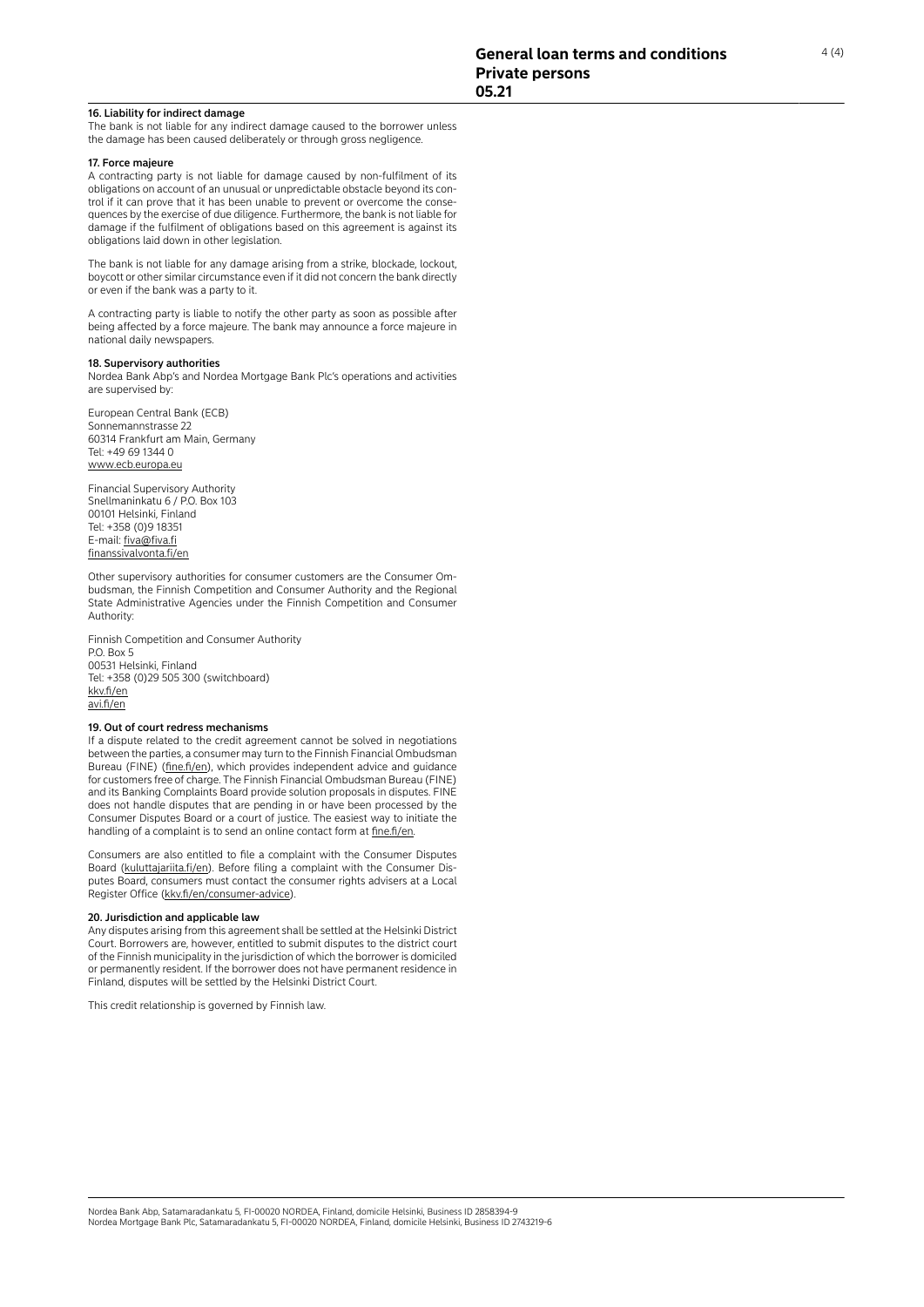### 16. Liability for indirect damage

The bank is not liable for any indirect damage caused to the borrower unless the damage has been caused deliberately or through gross negligence.

### 17. Force majeure

A contracting party is not liable for damage caused by non-fulfilment of its obligations on account of an unusual or unpredictable obstacle beyond its control if it can prove that it has been unable to prevent or overcome the consequences by the exercise of due diligence. Furthermore, the bank is not liable for damage if the fulfilment of obligations based on this agreement is against its obligations laid down in other legislation.

The bank is not liable for any damage arising from a strike, blockade, lockout, boycott or other similar circumstance even if it did not concern the bank directly or even if the bank was a party to it.

A contracting party is liable to notify the other party as soon as possible after being affected by a force majeure. The bank may announce a force majeure in national daily newspapers.

### 18. Supervisory authorities

Nordea Bank Abp's and Nordea Mortgage Bank Plc's operations and activities are supervised by:

European Central Bank (ECB)
Sonnemannstrasse 22
60314 Frankfurt am Main, Germany
Tel: +49 69 1344 0
www.ecb.europa.eu

Financial Supervisory Authority
Snellmaninkatu 6 / P.O. Box 103
00101 Helsinki, Finland
Tel: +358 (0)9 18351
E-mail: fiva@fiva.fi
finanssivalvonta.fi/en

Other supervisory authorities for consumer customers are the Consumer Ombudsman, the Finnish Competition and Consumer Authority and the Regional State Administrative Agencies under the Finnish Competition and Consumer Authority:

Finnish Competition and Consumer Authority
P.O. Box 5
00531 Helsinki, Finland
Tel: +358 (0)29 505 300 (switchboard)
kkv.fi/en
avi.fi/en

### 19. Out of court redress mechanisms

If a dispute related to the credit agreement cannot be solved in negotiations between the parties, a consumer may turn to the Finnish Financial Ombudsman Bureau (FINE) (fine.fi/en), which provides independent advice and guidance for customers free of charge. The Finnish Financial Ombudsman Bureau (FINE) and its Banking Complaints Board provide solution proposals in disputes. FINE does not handle disputes that are pending in or have been processed by the Consumer Disputes Board or a court of justice. The easiest way to initiate the handling of a complaint is to send an online contact form at fine.fi/en.

Consumers are also entitled to file a complaint with the Consumer Disputes Board (kuluttajariita.fi/en). Before filing a complaint with the Consumer Disputes Board, consumers must contact the consumer rights advisers at a Local Register Office (kkv.fi/en/consumer-advice).

### 20. Jurisdiction and applicable law

Any disputes arising from this agreement shall be settled at the Helsinki District Court. Borrowers are, however, entitled to submit disputes to the district court of the Finnish municipality in the jurisdiction of which the borrower is domiciled or permanently resident. If the borrower does not have permanent residence in Finland, disputes will be settled by the Helsinki District Court.

This credit relationship is governed by Finnish law.